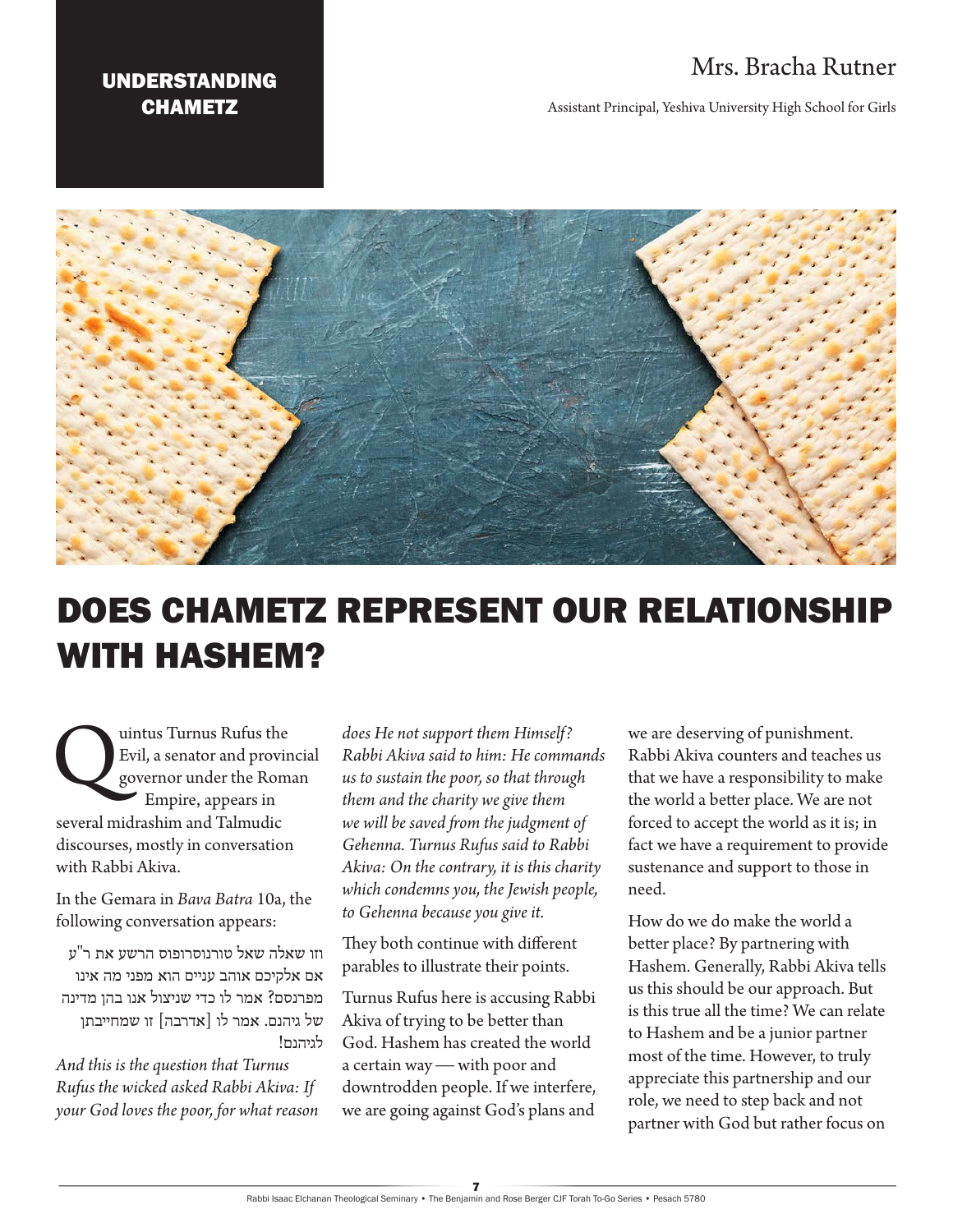# UNDERSTANDING CHAMETZ

Mrs. Bracha Rutner

Assistant Principal, Yeshiva University High School for Girls

## DOES CHAMETZ REPRESENT OUR RELATIONSHIP WITH HASHEM?

Quintus Turnus Rufus the Evil, a senator and provincial governor under the Roman Empire, appears in several midrashim and Talmudic discourses, mostly in conversation with Rabbi Akiva.

In the Gemara in *Bava Batra* 10a, the following conversation appears:

וזו שאלה שאל טורנוסרופוס הרשע את ר"ע אם אלקיכם אוהב עניים הוא מפני מה אינו מפרנסם? אמר לו כדי שניצול אנו בהן מדינה של גיהנם. אמר לו [אדרבה] זו שמחייבתן לגיהנם!

*And this is the question that Turnus Rufus the wicked asked Rabbi Akiva: If your God loves the poor, for what reason does He not support them Himself? Rabbi Akiva said to him: He commands us to sustain the poor, so that through them and the charity we give them we will be saved from the judgment of Gehenna. Turnus Rufus said to Rabbi Akiva: On the contrary, it is this charity which condemns you, the Jewish people, to Gehenna because you give it.*

They both continue with different parables to illustrate their points.

Turnus Rufus here is accusing Rabbi Akiva of trying to be better than God. Hashem has created the world a certain way — with poor and downtrodden people. If we interfere, we are going against God's plans and we are deserving of punishment. Rabbi Akiva counters and teaches us that we have a responsibility to make the world a better place. We are not forced to accept the world as it is; in fact we have a requirement to provide sustenance and support to those in need.

How do we do make the world a better place? By partnering with Hashem. Generally, Rabbi Akiva tells us this should be our approach. But is this true all the time? We can relate to Hashem and be a junior partner most of the time. However, to truly appreciate this partnership and our role, we need to step back and not partner with God but rather focus on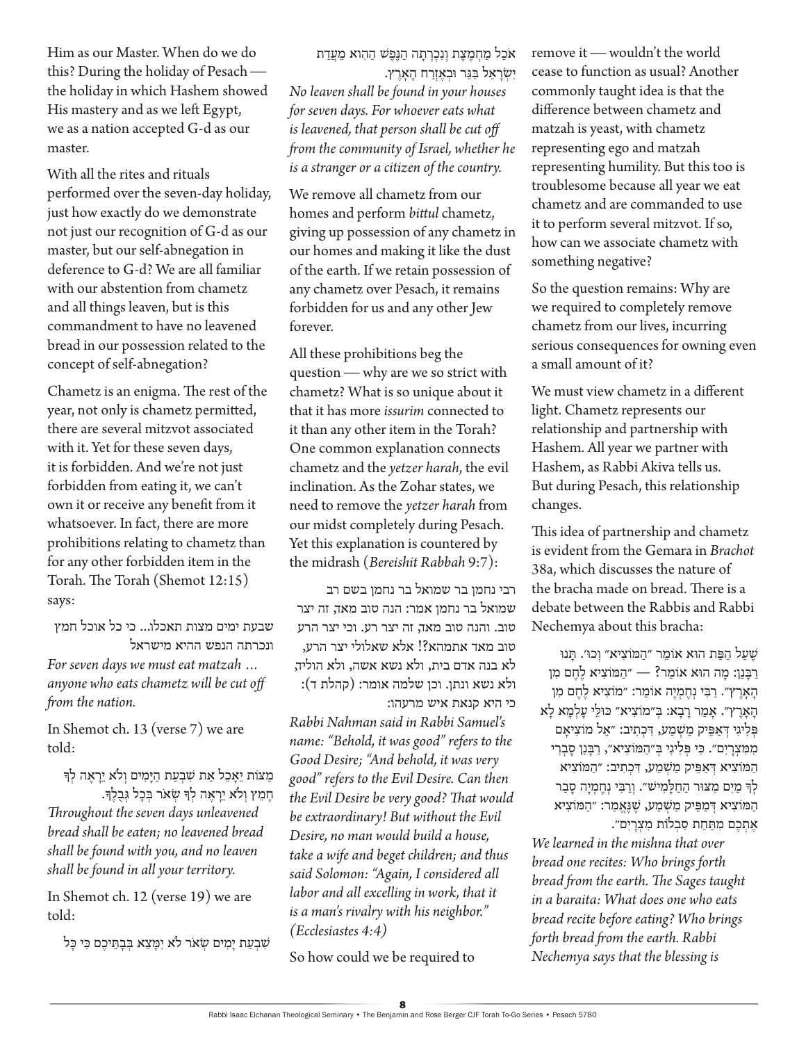Him as our Master. When do we do this? During the holiday of Pesach — the holiday in which Hashem showed His mastery and as we left Egypt, we as a nation accepted G-d as our master.

With all the rites and rituals performed over the seven-day holiday, just how exactly do we demonstrate not just our recognition of G-d as our master, but our self-abnegation in deference to G-d? We are all familiar with our abstention from chametz and all things leaven, but is this commandment to have no leavened bread in our possession related to the concept of self-abnegation?

Chametz is an enigma. The rest of the year, not only is chametz permitted, there are several mitzvot associated with it. Yet for these seven days, it is forbidden. And we're not just forbidden from eating it, we can't own it or receive any benefit from it whatsoever. In fact, there are more prohibitions relating to chametz than for any other forbidden item in the Torah. The Torah (Shemot 12:15) says:

שבעת ימים מצות תאכלו... כי כל אוכל חמץ ונכרתה הנפש ההיא מישראל

*For seven days we must eat matzah … anyone who eats chametz will be cut off from the nation.*

In Shemot ch. 13 (verse 7) we are told:

מַצּוֹת יֵאָכֵל אֵת שִׁבְעַת הַיָּמִים וְלֹא יֵרָאֶה לְךָ חָמֵץ וְלֹא יֵרָאֶה לְךָ שְׂאֹר בְּכָל גְּבֻלֶךָ.

*Throughout the seven days unleavened bread shall be eaten; no leavened bread shall be found with you, and no leaven shall be found in all your territory.*

In Shemot ch. 12 (verse 19) we are told:

שִׁבְעַת יָמִים שְׂאֹר לֹא יִמָּצֵא בְּבָתֵּיכֶם כִּי כָּל אֹכֵל מַחְמֶצֶת וְנִכְרְתָה הַנֶּפֶשׁ הַהִוא מֵעֲדַת יִשְׂרָאֵל בַּגֵּר וּבְאֶזְרַח הָאָרֶץ.

*No leaven shall be found in your houses for seven days. For whoever eats what is leavened, that person shall be cut off from the community of Israel, whether he is a stranger or a citizen of the country.*

We remove all chametz from our homes and perform *bittul* chametz, giving up possession of any chametz in our homes and making it like the dust of the earth. If we retain possession of any chametz over Pesach, it remains forbidden for us and any other Jew forever.

All these prohibitions beg the question — why are we so strict with chametz? What is so unique about it that it has more *issurim* connected to it than any other item in the Torah? One common explanation connects chametz and the *yetzer harah*, the evil inclination. As the Zohar states, we need to remove the *yetzer harah* from our midst completely during Pesach. Yet this explanation is countered by the midrash (*Bereishit Rabbah* 9:7):

רבי נחמן בר שמואל בר נחמן בשם רב שמואל בר נחמן אמר: הנה טוב מאד, זה יצר טוב. והנה טוב מאד, זה יצר רע. וכי יצר הרע טוב מאד אתמהא?! אלא שאלולי יצר הרע, לא בנה אדם בית, ולא נשא אשה, ולא הוליד, ולא נשא ונתן. וכן שלמה אומר: (קהלת ד): כי היא קנאת איש מרעהו:

*Rabbi Nahman said in Rabbi Samuel's name: "Behold, it was good" refers to the Good Desire; "And behold, it was very good" refers to the Evil Desire. Can then the Evil Desire be very good? That would be extraordinary! But without the Evil Desire, no man would build a house, take a wife and beget children; and thus said Solomon: "Again, I considered all labor and all excelling in work, that it is a man's rivalry with his neighbor." (Ecclesiastes 4:4)*

So how could we be required to remove it — wouldn't the world cease to function as usual? Another commonly taught idea is that the difference between chametz and matzah is yeast, with chametz representing ego and matzah representing humility. But this too is troublesome because all year we eat chametz and are commanded to use it to perform several mitzvot. If so, how can we associate chametz with something negative?

So the question remains: Why are we required to completely remove chametz from our lives, incurring serious consequences for owning even a small amount of it?

We must view chametz in a different light. Chametz represents our relationship and partnership with Hashem. All year we partner with Hashem, as Rabbi Akiva tells us. But during Pesach, this relationship changes.

This idea of partnership and chametz is evident from the Gemara in *Brachot* 38a, which discusses the nature of the bracha made on bread. There is a debate between the Rabbis and Rabbi Nechemya about this bracha:

שֶׁעַל הַפַּת הוּא אוֹמֵר "הַמּוֹצִיא" וְכוּ׳. תָּנוּ רַבָּנַן: מָה הוּא אוֹמֵר? — "הַמּוֹצִיא לֶחֶם מִן הָאָרֶץ". רַבִּי נְחֶמְיָה אוֹמֵר: "מוֹצִיא לֶחֶם מִן הָאָרֶץ". אָמַר רָבָא: בְּ"מוֹצִיא" כּוּלֵּי עָלְמָא לָא פְּלִיגִי דְּאַפֵּיק מַשְׁמַע, דִּכְתִיב: "אֵל מוֹצִיאָם מִמִּצְרַיִם". כִּי פְּלִיגִי בְּ"הַמּוֹצִיא", רַבָּנַן סָבְרִי הַמּוֹצִיא דְּאַפֵּיק מַשְׁמַע, דִּכְתִיב: "הַמּוֹצִיא לְךָ מַיִם מִצּוּר הַחַלָּמִישׁ". וְרַבִּי נְחֶמְיָה סָבַר הַמּוֹצִיא דְּמַפֵּיק מַשְׁמַע, שֶׁנֶּאֱמַר: "הַמּוֹצִיא אֶתְכֶם מִתַּחַת סִבְלוֹת מִצְרָיִם".

*We learned in the mishna that over bread one recites: Who brings forth bread from the earth. The Sages taught in a baraita: What does one who eats bread recite before eating? Who brings forth bread from the earth. Rabbi Nechemya says that the blessing is*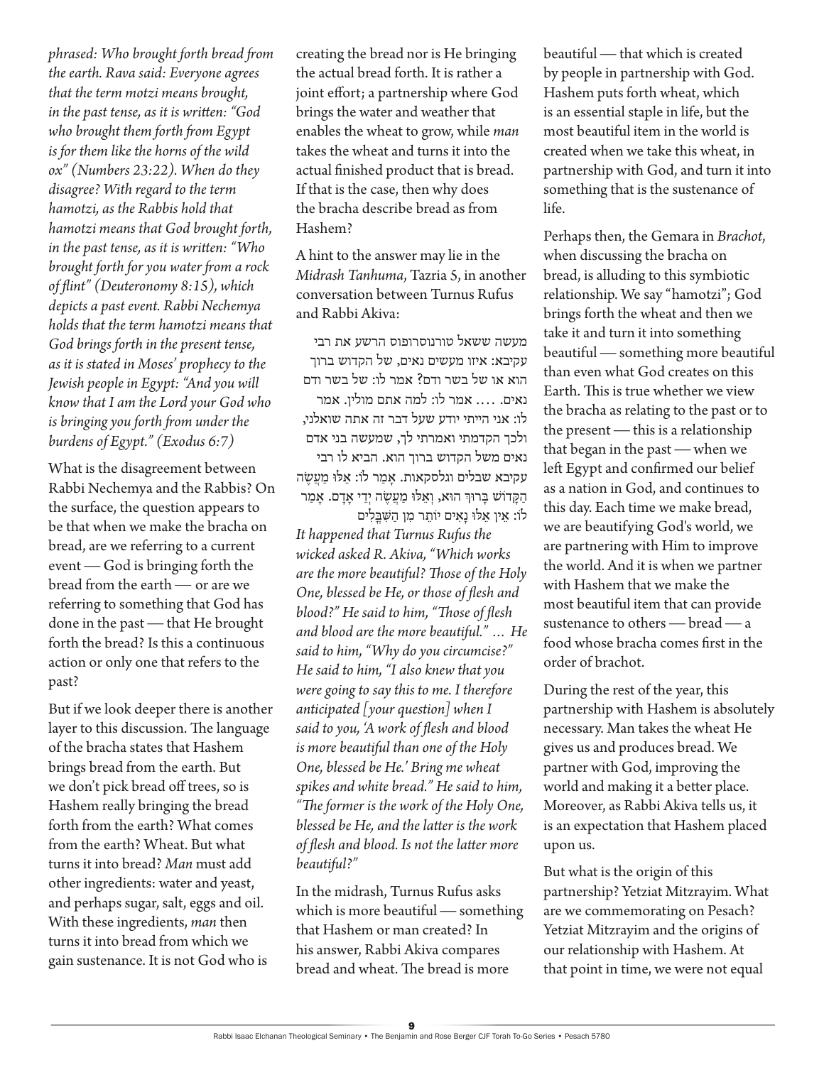*phrased: Who brought forth bread from the earth. Rava said: Everyone agrees that the term motzi means brought, in the past tense, as it is written: "God who brought them forth from Egypt is for them like the horns of the wild ox" (Numbers 23:22). When do they disagree? With regard to the term hamotzi, as the Rabbis hold that hamotzi means that God brought forth, in the past tense, as it is written: "Who brought forth for you water from a rock of flint" (Deuteronomy 8:15), which depicts a past event. Rabbi Nechemya holds that the term hamotzi means that God brings forth in the present tense, as it is stated in Moses' prophecy to the Jewish people in Egypt: "And you will know that I am the Lord your God who is bringing you forth from under the burdens of Egypt." (Exodus 6:7)*

What is the disagreement between Rabbi Nechemya and the Rabbis? On the surface, the question appears to be that when we make the bracha on bread, are we referring to a current event — God is bringing forth the bread from the earth — or are we referring to something that God has done in the past — that He brought forth the bread? Is this a continuous action or only one that refers to the past?

But if we look deeper there is another layer to this discussion. The language of the bracha states that Hashem brings bread from the earth. But we don't pick bread off trees, so is Hashem really bringing the bread forth from the earth? What comes from the earth? Wheat. But what turns it into bread? *Man* must add other ingredients: water and yeast, and perhaps sugar, salt, eggs and oil. With these ingredients, *man* then turns it into bread from which we gain sustenance. It is not God who is creating the bread nor is He bringing the actual bread forth. It is rather a joint effort; a partnership where God brings the water and weather that enables the wheat to grow, while *man* takes the wheat and turns it into the actual finished product that is bread. If that is the case, then why does the bracha describe bread as from Hashem?

A hint to the answer may lie in the *Midrash Tanhuma*, Tazria 5, in another conversation between Turnus Rufus and Rabbi Akiva:

מעשה ששאל טורנוסרופוס הרשע את רבי עקיבא: איזו מעשים נאים, של הקדוש ברוך הוא או של בשר ודם? אמר לו: של בשר ודם נאים. .... אמר לו: למה אתם מולין. אמר לו: אני הייתי יודע שעל דבר זה אתה שואלני, ולכך הקדמתי ואמרתי לך, שמעשה בני אדם נאים משל הקדוש ברוך הוא. הביא לו רבי עקיבא שבלים וגלסקאות. אָמַר לוֹ: אֵלּוּ מַעֲשֵׂה הַקָּדוֹשׁ בָּרוּךְ הוּא, וְאֵלּוּ מַעֲשֵׂה יְדֵי אָדָם. אָמַר לוֹ: אֵין אֵלּוּ נָאִים יוֹתֵר מִן הַשִּׁבֳּלִים

*It happened that Turnus Rufus the wicked asked R. Akiva, "Which works are the more beautiful? Those of the Holy One, blessed be He, or those of flesh and blood?" He said to him, "Those of flesh and blood are the more beautiful." … He said to him, "Why do you circumcise?" He said to him, "I also knew that you were going to say this to me. I therefore anticipated [your question] when I said to you, 'A work of flesh and blood is more beautiful than one of the Holy One, blessed be He.' Bring me wheat spikes and white bread." He said to him, "The former is the work of the Holy One, blessed be He, and the latter is the work of flesh and blood. Is not the latter more beautiful?"*

In the midrash, Turnus Rufus asks which is more beautiful — something that Hashem or man created? In his answer, Rabbi Akiva compares bread and wheat. The bread is more beautiful — that which is created by people in partnership with God. Hashem puts forth wheat, which is an essential staple in life, but the most beautiful item in the world is created when we take this wheat, in partnership with God, and turn it into something that is the sustenance of life.

Perhaps then, the Gemara in *Brachot*, when discussing the bracha on bread, is alluding to this symbiotic relationship. We say "hamotzi"; God brings forth the wheat and then we take it and turn it into something beautiful — something more beautiful than even what God creates on this Earth. This is true whether we view the bracha as relating to the past or to the present — this is a relationship that began in the past — when we left Egypt and confirmed our belief as a nation in God, and continues to this day. Each time we make bread, we are beautifying God's world, we are partnering with Him to improve the world. And it is when we partner with Hashem that we make the most beautiful item that can provide sustenance to others — bread — a food whose bracha comes first in the order of brachot.

During the rest of the year, this partnership with Hashem is absolutely necessary. Man takes the wheat He gives us and produces bread. We partner with God, improving the world and making it a better place. Moreover, as Rabbi Akiva tells us, it is an expectation that Hashem placed upon us.

But what is the origin of this partnership? Yetziat Mitzrayim. What are we commemorating on Pesach? Yetziat Mitzrayim and the origins of our relationship with Hashem. At that point in time, we were not equal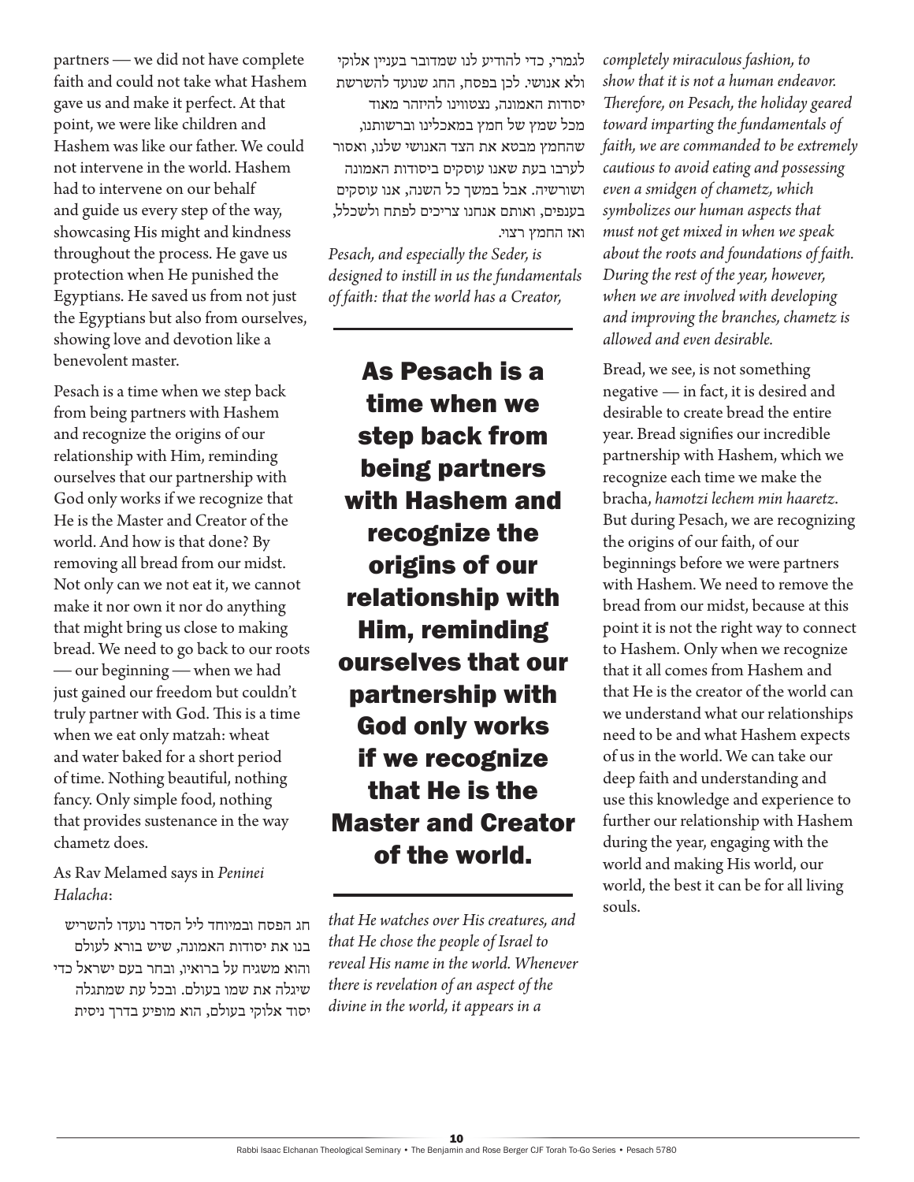partners — we did not have complete faith and could not take what Hashem gave us and make it perfect. At that point, we were like children and Hashem was like our father. We could not intervene in the world. Hashem had to intervene on our behalf and guide us every step of the way, showcasing His might and kindness throughout the process. He gave us protection when He punished the Egyptians. He saved us from not just the Egyptians but also from ourselves, showing love and devotion like a benevolent master.

Pesach is a time when we step back from being partners with Hashem and recognize the origins of our relationship with Him, reminding ourselves that our partnership with God only works if we recognize that He is the Master and Creator of the world. And how is that done? By removing all bread from our midst. Not only can we not eat it, we cannot make it nor own it nor do anything that might bring us close to making bread. We need to go back to our roots — our beginning — when we had just gained our freedom but couldn't truly partner with God. This is a time when we eat only matzah: wheat and water baked for a short period of time. Nothing beautiful, nothing fancy. Only simple food, nothing that provides sustenance in the way chametz does.

As Rav Melamed says in *Peninei Halacha*:

> חג הפסח ובמיוחד ליל הסדר נועדו להשריש בנו את יסודות האמונה, שיש בורא לעולם והוא משגיח על ברואיו, ובחר בעם ישראל כדי שיגלה את שמו בעולם. ובכל עת שמתגלה יסוד אלוקי בעולם, הוא מופיע בדרך ניסית לגמרי, כדי להודיע לנו שמדובר בעניין אלוקי ולא אנושי. לכן בפסח, החג שנועד להשריש יסודות האמונה, נצטווינו להיזהר מאוד מכל שמץ של חמץ במאכלינו וברשותנו, שהחמץ מבטא את הצד האנושי שלנו, ואסור לערבו בעת שאנו עוסקים ביסודות האמונה ושורשיה. אבל במשך כל השנה, אנו עוסקים בענפים, ואותם אנחנו צריכים לפתח ולשכלל, ואז החמץ רצוי.
>
> *Pesach, and especially the Seder, is designed to instill in us the fundamentals of faith: that the world has a Creator, that He watches over His creatures, and that He chose the people of Israel to reveal His name in the world. Whenever there is revelation of an aspect of the divine in the world, it appears in a completely miraculous fashion, to show that it is not a human endeavor. Therefore, on Pesach, the holiday geared toward imparting the fundamentals of faith, we are commanded to be extremely cautious to avoid eating and possessing even a smidgen of chametz, which symbolizes our human aspects that must not get mixed in when we speak about the roots and foundations of faith. During the rest of the year, however, when we are involved with developing and improving the branches, chametz is allowed and even desirable.*

**As Pesach is a time when we step back from being partners with Hashem and recognize the origins of our relationship with Him, reminding ourselves that our partnership with God only works if we recognize that He is the Master and Creator of the world.**

Bread, we see, is not something negative — in fact, it is desired and desirable to create bread the entire year. Bread signifies our incredible partnership with Hashem, which we recognize each time we make the bracha, *hamotzi lechem min haaretz*. But during Pesach, we are recognizing the origins of our faith, of our beginnings before we were partners with Hashem. We need to remove the bread from our midst, because at this point it is not the right way to connect to Hashem. Only when we recognize that it all comes from Hashem and that He is the creator of the world can we understand what our relationships need to be and what Hashem expects of us in the world. We can take our deep faith and understanding and use this knowledge and experience to further our relationship with Hashem during the year, engaging with the world and making His world, our world, the best it can be for all living souls.